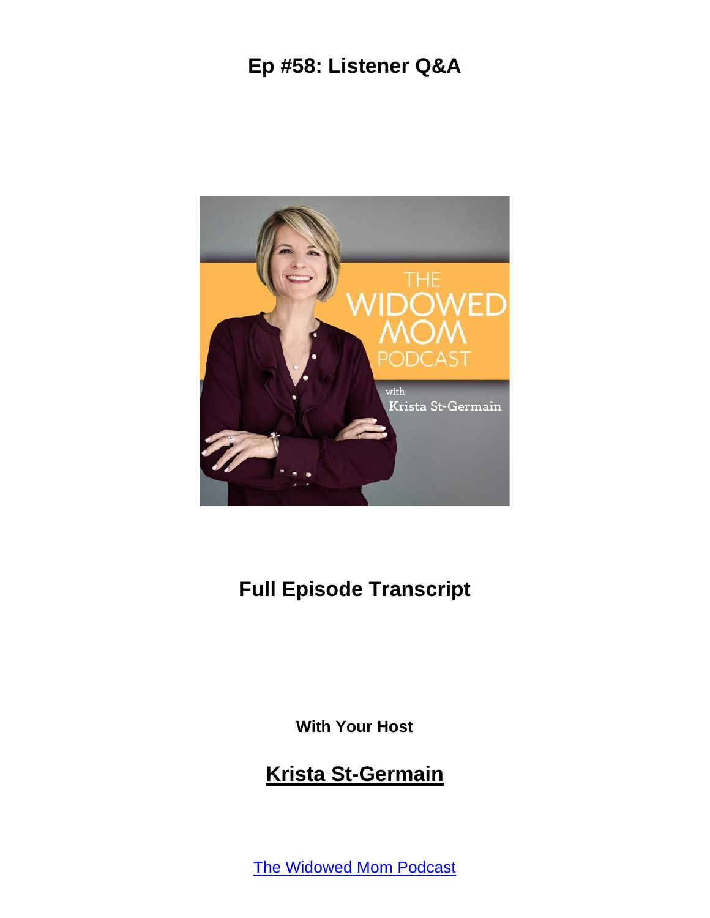# Ep #58: Listener Q&A

## Full Episode Transcript

**With Your Host**

## Krista St-Germain

[The Widowed Mom Podcast]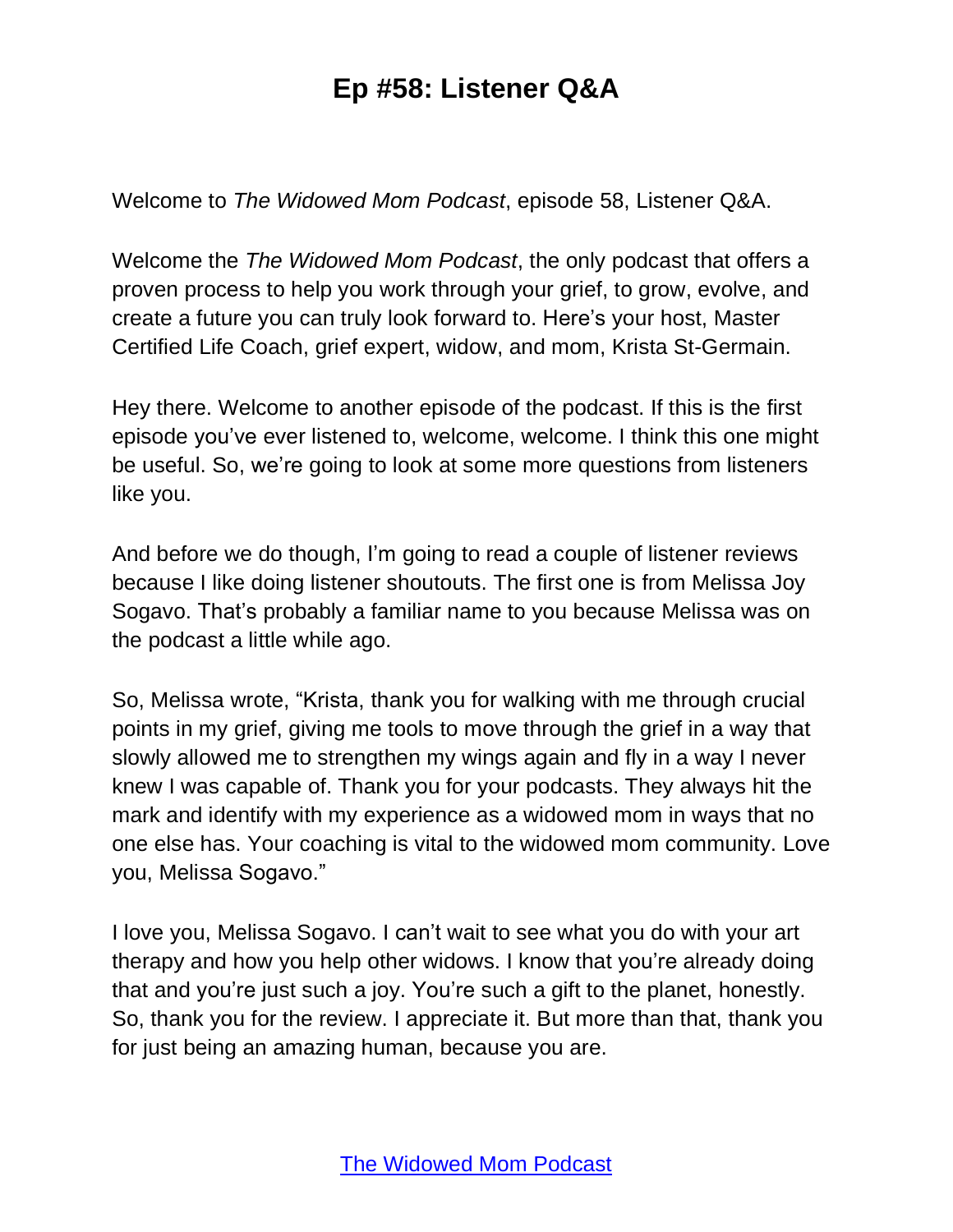# Ep #58: Listener Q&A

Welcome to *The Widowed Mom Podcast*, episode 58, Listener Q&A.

Welcome the *The Widowed Mom Podcast*, the only podcast that offers a proven process to help you work through your grief, to grow, evolve, and create a future you can truly look forward to. Here's your host, Master Certified Life Coach, grief expert, widow, and mom, Krista St-Germain.

Hey there. Welcome to another episode of the podcast. If this is the first episode you've ever listened to, welcome, welcome. I think this one might be useful. So, we're going to look at some more questions from listeners like you.

And before we do though, I'm going to read a couple of listener reviews because I like doing listener shoutouts. The first one is from Melissa Joy Sogavo. That's probably a familiar name to you because Melissa was on the podcast a little while ago.

So, Melissa wrote, "Krista, thank you for walking with me through crucial points in my grief, giving me tools to move through the grief in a way that slowly allowed me to strengthen my wings again and fly in a way I never knew I was capable of. Thank you for your podcasts. They always hit the mark and identify with my experience as a widowed mom in ways that no one else has. Your coaching is vital to the widowed mom community. Love you, Melissa Sogavo."

I love you, Melissa Sogavo. I can't wait to see what you do with your art therapy and how you help other widows. I know that you're already doing that and you're just such a joy. You're such a gift to the planet, honestly. So, thank you for the review. I appreciate it. But more than that, thank you for just being an amazing human, because you are.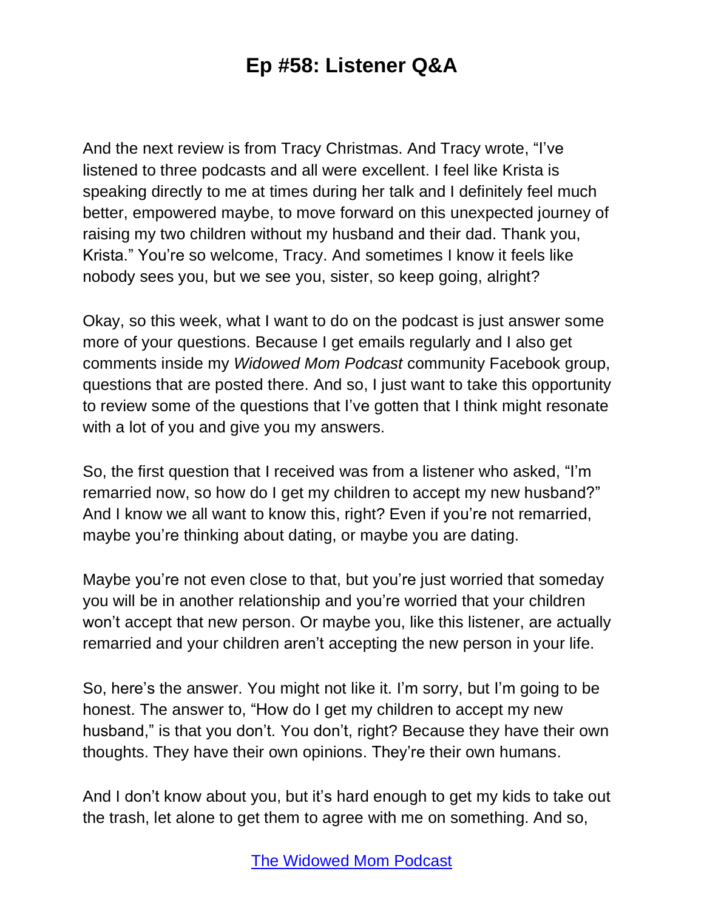And the next review is from Tracy Christmas. And Tracy wrote, "I've listened to three podcasts and all were excellent. I feel like Krista is speaking directly to me at times during her talk and I definitely feel much better, empowered maybe, to move forward on this unexpected journey of raising my two children without my husband and their dad. Thank you, Krista." You're so welcome, Tracy. And sometimes I know it feels like nobody sees you, but we see you, sister, so keep going, alright?

Okay, so this week, what I want to do on the podcast is just answer some more of your questions. Because I get emails regularly and I also get comments inside my *Widowed Mom Podcast* community Facebook group, questions that are posted there. And so, I just want to take this opportunity to review some of the questions that I've gotten that I think might resonate with a lot of you and give you my answers.

So, the first question that I received was from a listener who asked, "I'm remarried now, so how do I get my children to accept my new husband?" And I know we all want to know this, right? Even if you're not remarried, maybe you're thinking about dating, or maybe you are dating.

Maybe you're not even close to that, but you're just worried that someday you will be in another relationship and you're worried that your children won't accept that new person. Or maybe you, like this listener, are actually remarried and your children aren't accepting the new person in your life.

So, here's the answer. You might not like it. I'm sorry, but I'm going to be honest. The answer to, "How do I get my children to accept my new husband," is that you don't. You don't, right? Because they have their own thoughts. They have their own opinions. They're their own humans.

And I don't know about you, but it's hard enough to get my kids to take out the trash, let alone to get them to agree with me on something. And so,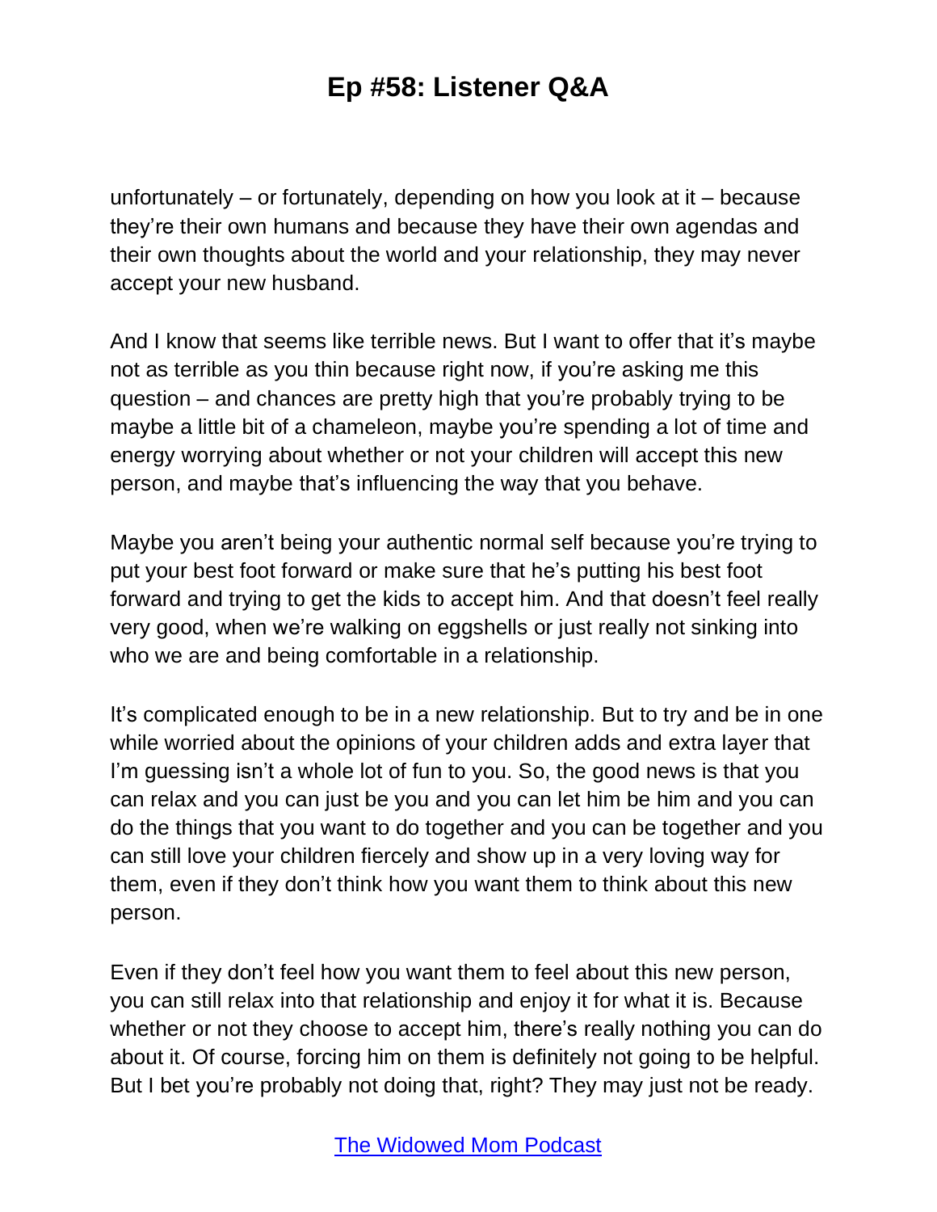unfortunately – or fortunately, depending on how you look at it – because they're their own humans and because they have their own agendas and their own thoughts about the world and your relationship, they may never accept your new husband.

And I know that seems like terrible news. But I want to offer that it's maybe not as terrible as you thin because right now, if you're asking me this question – and chances are pretty high that you're probably trying to be maybe a little bit of a chameleon, maybe you're spending a lot of time and energy worrying about whether or not your children will accept this new person, and maybe that's influencing the way that you behave.

Maybe you aren't being your authentic normal self because you're trying to put your best foot forward or make sure that he's putting his best foot forward and trying to get the kids to accept him. And that doesn't feel really very good, when we're walking on eggshells or just really not sinking into who we are and being comfortable in a relationship.

It's complicated enough to be in a new relationship. But to try and be in one while worried about the opinions of your children adds and extra layer that I'm guessing isn't a whole lot of fun to you. So, the good news is that you can relax and you can just be you and you can let him be him and you can do the things that you want to do together and you can be together and you can still love your children fiercely and show up in a very loving way for them, even if they don't think how you want them to think about this new person.

Even if they don't feel how you want them to feel about this new person, you can still relax into that relationship and enjoy it for what it is. Because whether or not they choose to accept him, there's really nothing you can do about it. Of course, forcing him on them is definitely not going to be helpful. But I bet you're probably not doing that, right? They may just not be ready.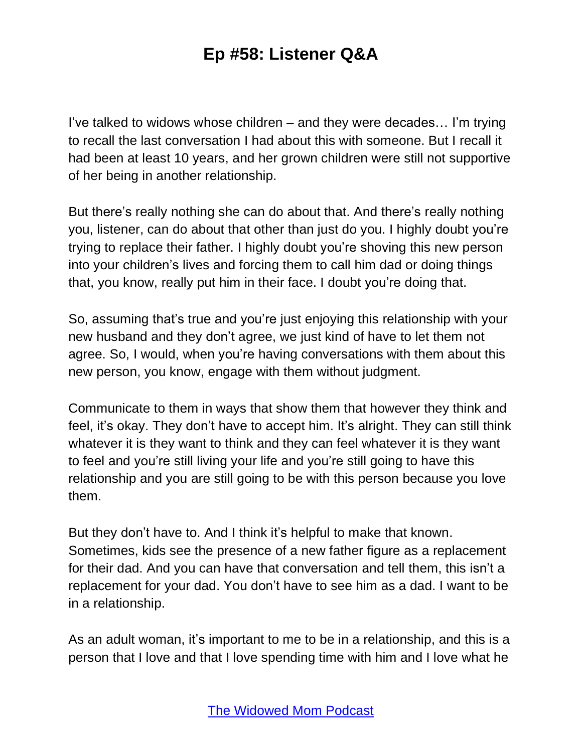I've talked to widows whose children – and they were decades… I'm trying to recall the last conversation I had about this with someone. But I recall it had been at least 10 years, and her grown children were still not supportive of her being in another relationship.

But there's really nothing she can do about that. And there's really nothing you, listener, can do about that other than just do you. I highly doubt you're trying to replace their father. I highly doubt you're shoving this new person into your children's lives and forcing them to call him dad or doing things that, you know, really put him in their face. I doubt you're doing that.

So, assuming that's true and you're just enjoying this relationship with your new husband and they don't agree, we just kind of have to let them not agree. So, I would, when you're having conversations with them about this new person, you know, engage with them without judgment.

Communicate to them in ways that show them that however they think and feel, it's okay. They don't have to accept him. It's alright. They can still think whatever it is they want to think and they can feel whatever it is they want to feel and you're still living your life and you're still going to have this relationship and you are still going to be with this person because you love them.

But they don't have to. And I think it's helpful to make that known. Sometimes, kids see the presence of a new father figure as a replacement for their dad. And you can have that conversation and tell them, this isn't a replacement for your dad. You don't have to see him as a dad. I want to be in a relationship.

As an adult woman, it's important to me to be in a relationship, and this is a person that I love and that I love spending time with him and I love what he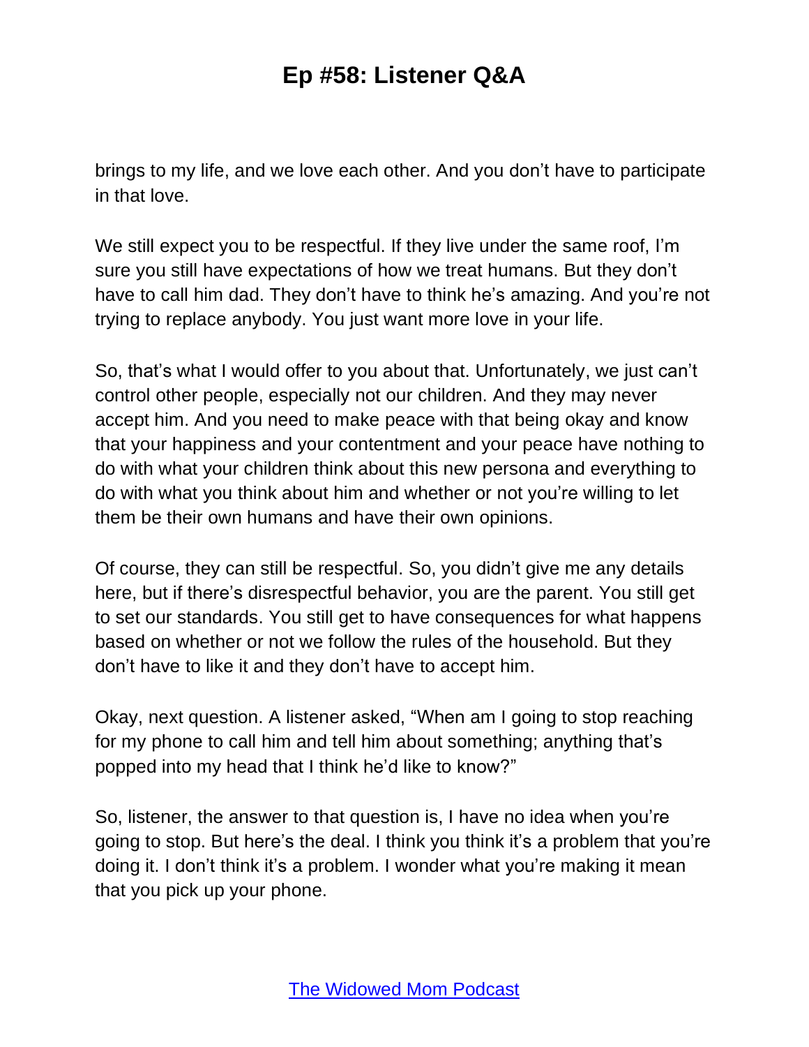brings to my life, and we love each other. And you don't have to participate in that love.

We still expect you to be respectful. If they live under the same roof, I'm sure you still have expectations of how we treat humans. But they don't have to call him dad. They don't have to think he's amazing. And you're not trying to replace anybody. You just want more love in your life.

So, that's what I would offer to you about that. Unfortunately, we just can't control other people, especially not our children. And they may never accept him. And you need to make peace with that being okay and know that your happiness and your contentment and your peace have nothing to do with what your children think about this new persona and everything to do with what you think about him and whether or not you're willing to let them be their own humans and have their own opinions.

Of course, they can still be respectful. So, you didn't give me any details here, but if there's disrespectful behavior, you are the parent. You still get to set our standards. You still get to have consequences for what happens based on whether or not we follow the rules of the household. But they don't have to like it and they don't have to accept him.

Okay, next question. A listener asked, "When am I going to stop reaching for my phone to call him and tell him about something; anything that's popped into my head that I think he'd like to know?"

So, listener, the answer to that question is, I have no idea when you're going to stop. But here's the deal. I think you think it's a problem that you're doing it. I don't think it's a problem. I wonder what you're making it mean that you pick up your phone.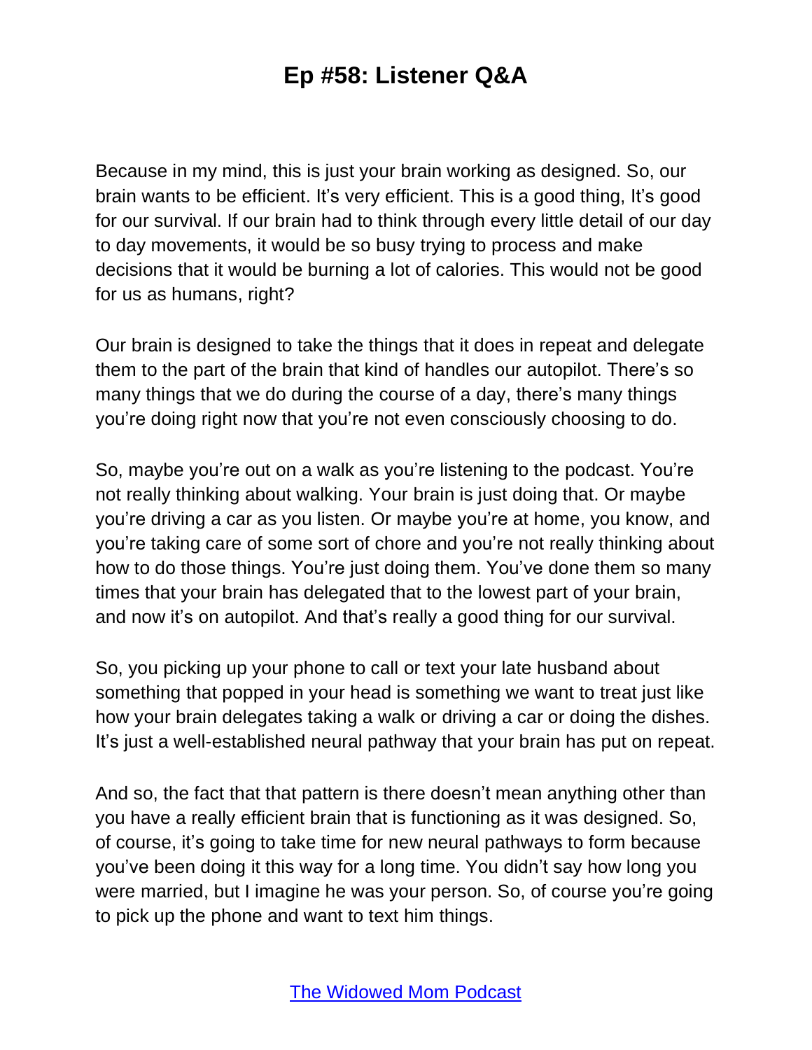Because in my mind, this is just your brain working as designed. So, our brain wants to be efficient. It's very efficient. This is a good thing, It's good for our survival. If our brain had to think through every little detail of our day to day movements, it would be so busy trying to process and make decisions that it would be burning a lot of calories. This would not be good for us as humans, right?

Our brain is designed to take the things that it does in repeat and delegate them to the part of the brain that kind of handles our autopilot. There's so many things that we do during the course of a day, there's many things you're doing right now that you're not even consciously choosing to do.

So, maybe you're out on a walk as you're listening to the podcast. You're not really thinking about walking. Your brain is just doing that. Or maybe you're driving a car as you listen. Or maybe you're at home, you know, and you're taking care of some sort of chore and you're not really thinking about how to do those things. You're just doing them. You've done them so many times that your brain has delegated that to the lowest part of your brain, and now it's on autopilot. And that's really a good thing for our survival.

So, you picking up your phone to call or text your late husband about something that popped in your head is something we want to treat just like how your brain delegates taking a walk or driving a car or doing the dishes. It's just a well-established neural pathway that your brain has put on repeat.

And so, the fact that that pattern is there doesn't mean anything other than you have a really efficient brain that is functioning as it was designed. So, of course, it's going to take time for new neural pathways to form because you've been doing it this way for a long time. You didn't say how long you were married, but I imagine he was your person. So, of course you're going to pick up the phone and want to text him things.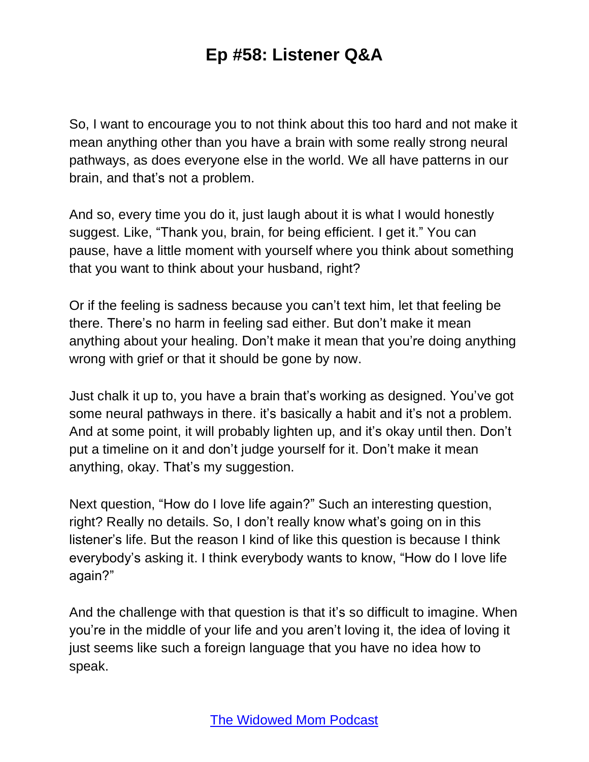So, I want to encourage you to not think about this too hard and not make it mean anything other than you have a brain with some really strong neural pathways, as does everyone else in the world. We all have patterns in our brain, and that's not a problem.

And so, every time you do it, just laugh about it is what I would honestly suggest. Like, "Thank you, brain, for being efficient. I get it." You can pause, have a little moment with yourself where you think about something that you want to think about your husband, right?

Or if the feeling is sadness because you can't text him, let that feeling be there. There's no harm in feeling sad either. But don't make it mean anything about your healing. Don't make it mean that you're doing anything wrong with grief or that it should be gone by now.

Just chalk it up to, you have a brain that's working as designed. You've got some neural pathways in there. it's basically a habit and it's not a problem. And at some point, it will probably lighten up, and it's okay until then. Don't put a timeline on it and don't judge yourself for it. Don't make it mean anything, okay. That's my suggestion.

Next question, "How do I love life again?" Such an interesting question, right? Really no details. So, I don't really know what's going on in this listener's life. But the reason I kind of like this question is because I think everybody's asking it. I think everybody wants to know, "How do I love life again?"

And the challenge with that question is that it's so difficult to imagine. When you're in the middle of your life and you aren't loving it, the idea of loving it just seems like such a foreign language that you have no idea how to speak.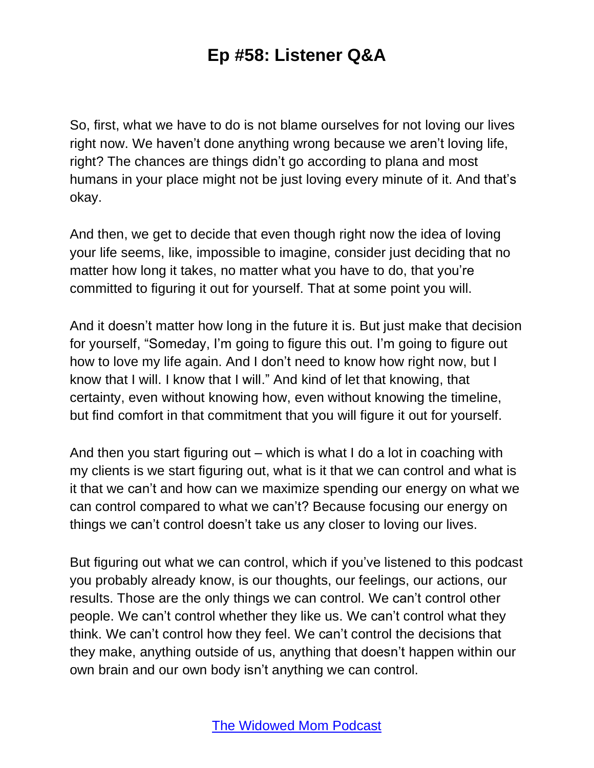So, first, what we have to do is not blame ourselves for not loving our lives right now. We haven't done anything wrong because we aren't loving life, right? The chances are things didn't go according to plana and most humans in your place might not be just loving every minute of it. And that's okay.

And then, we get to decide that even though right now the idea of loving your life seems, like, impossible to imagine, consider just deciding that no matter how long it takes, no matter what you have to do, that you're committed to figuring it out for yourself. That at some point you will.

And it doesn't matter how long in the future it is. But just make that decision for yourself, "Someday, I'm going to figure this out. I'm going to figure out how to love my life again. And I don't need to know how right now, but I know that I will. I know that I will." And kind of let that knowing, that certainty, even without knowing how, even without knowing the timeline, but find comfort in that commitment that you will figure it out for yourself.

And then you start figuring out – which is what I do a lot in coaching with my clients is we start figuring out, what is it that we can control and what is it that we can't and how can we maximize spending our energy on what we can control compared to what we can't? Because focusing our energy on things we can't control doesn't take us any closer to loving our lives.

But figuring out what we can control, which if you've listened to this podcast you probably already know, is our thoughts, our feelings, our actions, our results. Those are the only things we can control. We can't control other people. We can't control whether they like us. We can't control what they think. We can't control how they feel. We can't control the decisions that they make, anything outside of us, anything that doesn't happen within our own brain and our own body isn't anything we can control.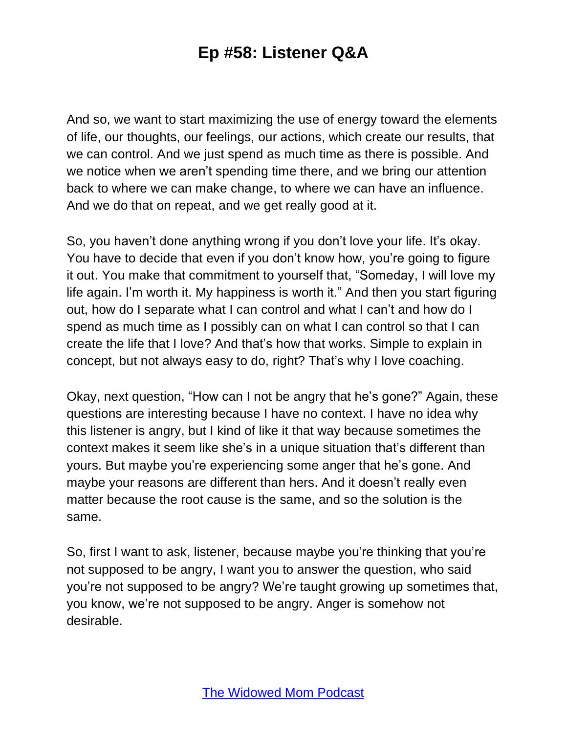And so, we want to start maximizing the use of energy toward the elements of life, our thoughts, our feelings, our actions, which create our results, that we can control. And we just spend as much time as there is possible. And we notice when we aren't spending time there, and we bring our attention back to where we can make change, to where we can have an influence. And we do that on repeat, and we get really good at it.

So, you haven't done anything wrong if you don't love your life. It's okay. You have to decide that even if you don't know how, you're going to figure it out. You make that commitment to yourself that, "Someday, I will love my life again. I'm worth it. My happiness is worth it." And then you start figuring out, how do I separate what I can control and what I can't and how do I spend as much time as I possibly can on what I can control so that I can create the life that I love? And that's how that works. Simple to explain in concept, but not always easy to do, right? That's why I love coaching.

Okay, next question, "How can I not be angry that he's gone?" Again, these questions are interesting because I have no context. I have no idea why this listener is angry, but I kind of like it that way because sometimes the context makes it seem like she's in a unique situation that's different than yours. But maybe you're experiencing some anger that he's gone. And maybe your reasons are different than hers. And it doesn't really even matter because the root cause is the same, and so the solution is the same.

So, first I want to ask, listener, because maybe you're thinking that you're not supposed to be angry, I want you to answer the question, who said you're not supposed to be angry? We're taught growing up sometimes that, you know, we're not supposed to be angry. Anger is somehow not desirable.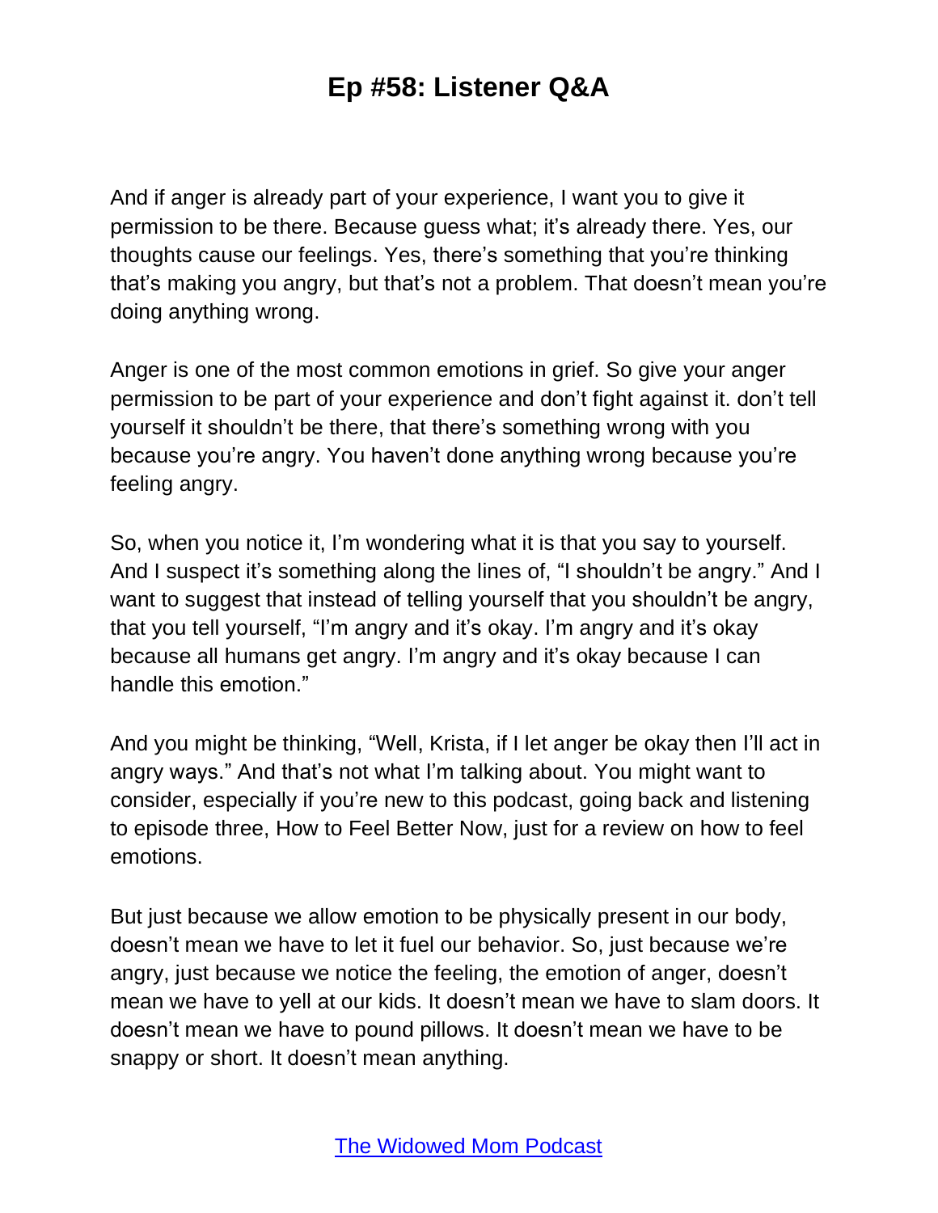And if anger is already part of your experience, I want you to give it permission to be there. Because guess what; it's already there. Yes, our thoughts cause our feelings. Yes, there's something that you're thinking that's making you angry, but that's not a problem. That doesn't mean you're doing anything wrong.

Anger is one of the most common emotions in grief. So give your anger permission to be part of your experience and don't fight against it. don't tell yourself it shouldn't be there, that there's something wrong with you because you're angry. You haven't done anything wrong because you're feeling angry.

So, when you notice it, I'm wondering what it is that you say to yourself. And I suspect it's something along the lines of, "I shouldn't be angry." And I want to suggest that instead of telling yourself that you shouldn't be angry, that you tell yourself, "I'm angry and it's okay. I'm angry and it's okay because all humans get angry. I'm angry and it's okay because I can handle this emotion."

And you might be thinking, "Well, Krista, if I let anger be okay then I'll act in angry ways." And that's not what I'm talking about. You might want to consider, especially if you're new to this podcast, going back and listening to episode three, How to Feel Better Now, just for a review on how to feel emotions.

But just because we allow emotion to be physically present in our body, doesn't mean we have to let it fuel our behavior. So, just because we're angry, just because we notice the feeling, the emotion of anger, doesn't mean we have to yell at our kids. It doesn't mean we have to slam doors. It doesn't mean we have to pound pillows. It doesn't mean we have to be snappy or short. It doesn't mean anything.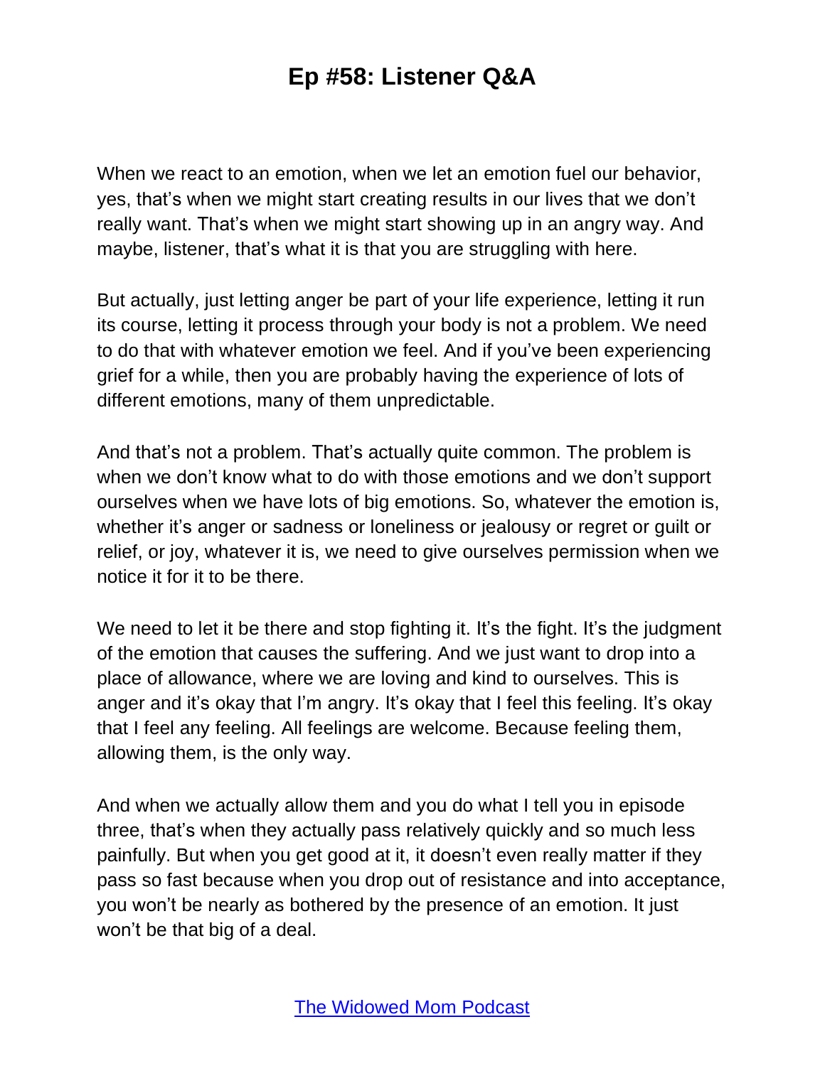When we react to an emotion, when we let an emotion fuel our behavior, yes, that's when we might start creating results in our lives that we don't really want. That's when we might start showing up in an angry way. And maybe, listener, that's what it is that you are struggling with here.

But actually, just letting anger be part of your life experience, letting it run its course, letting it process through your body is not a problem. We need to do that with whatever emotion we feel. And if you've been experiencing grief for a while, then you are probably having the experience of lots of different emotions, many of them unpredictable.

And that's not a problem. That's actually quite common. The problem is when we don't know what to do with those emotions and we don't support ourselves when we have lots of big emotions. So, whatever the emotion is, whether it's anger or sadness or loneliness or jealousy or regret or guilt or relief, or joy, whatever it is, we need to give ourselves permission when we notice it for it to be there.

We need to let it be there and stop fighting it. It's the fight. It's the judgment of the emotion that causes the suffering. And we just want to drop into a place of allowance, where we are loving and kind to ourselves. This is anger and it's okay that I'm angry. It's okay that I feel this feeling. It's okay that I feel any feeling. All feelings are welcome. Because feeling them, allowing them, is the only way.

And when we actually allow them and you do what I tell you in episode three, that's when they actually pass relatively quickly and so much less painfully. But when you get good at it, it doesn't even really matter if they pass so fast because when you drop out of resistance and into acceptance, you won't be nearly as bothered by the presence of an emotion. It just won't be that big of a deal.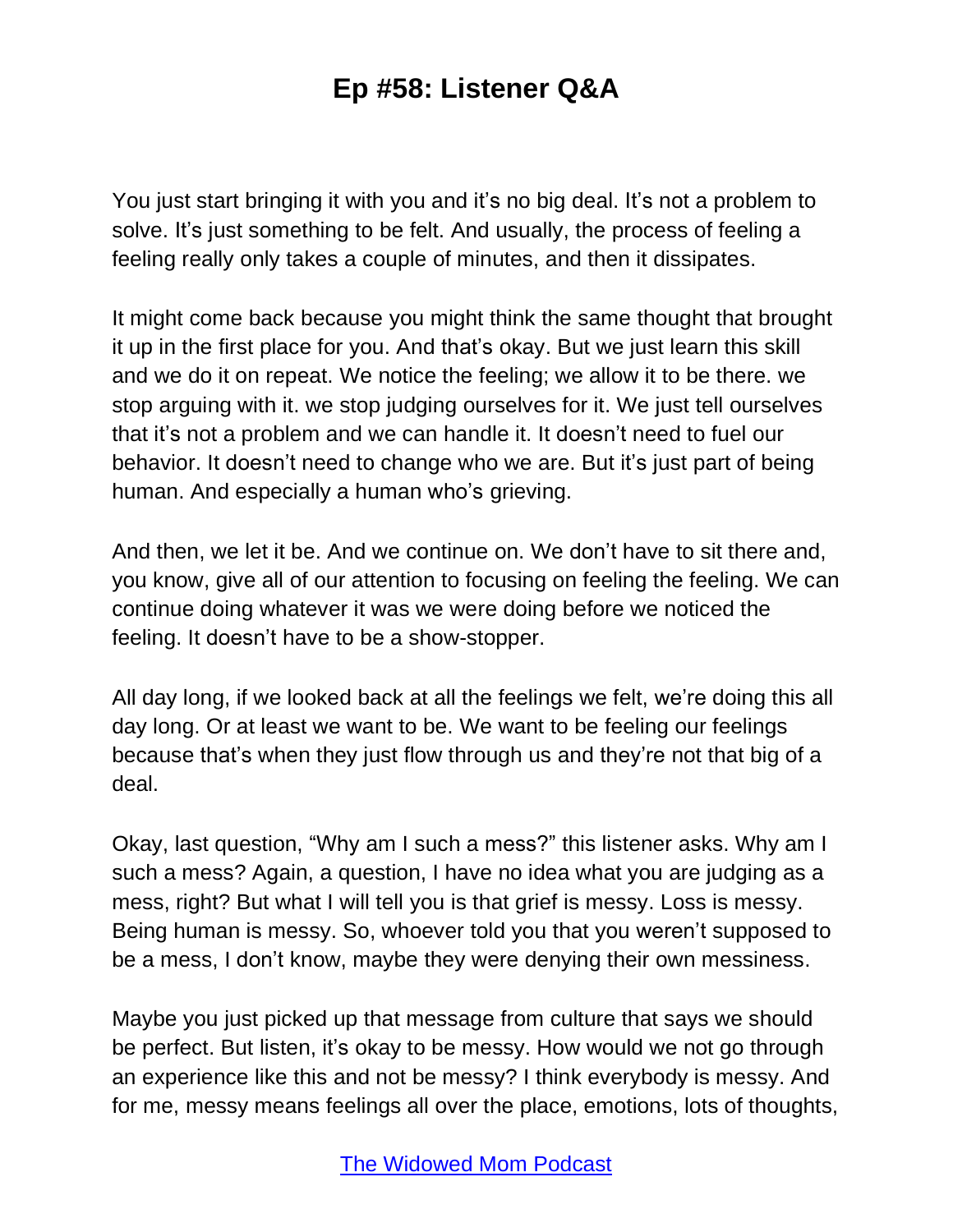You just start bringing it with you and it's no big deal. It's not a problem to solve. It's just something to be felt. And usually, the process of feeling a feeling really only takes a couple of minutes, and then it dissipates.

It might come back because you might think the same thought that brought it up in the first place for you. And that's okay. But we just learn this skill and we do it on repeat. We notice the feeling; we allow it to be there. we stop arguing with it. we stop judging ourselves for it. We just tell ourselves that it's not a problem and we can handle it. It doesn't need to fuel our behavior. It doesn't need to change who we are. But it's just part of being human. And especially a human who's grieving.

And then, we let it be. And we continue on. We don't have to sit there and, you know, give all of our attention to focusing on feeling the feeling. We can continue doing whatever it was we were doing before we noticed the feeling. It doesn't have to be a show-stopper.

All day long, if we looked back at all the feelings we felt, we're doing this all day long. Or at least we want to be. We want to be feeling our feelings because that's when they just flow through us and they're not that big of a deal.

Okay, last question, "Why am I such a mess?" this listener asks. Why am I such a mess? Again, a question, I have no idea what you are judging as a mess, right? But what I will tell you is that grief is messy. Loss is messy. Being human is messy. So, whoever told you that you weren't supposed to be a mess, I don't know, maybe they were denying their own messiness.

Maybe you just picked up that message from culture that says we should be perfect. But listen, it's okay to be messy. How would we not go through an experience like this and not be messy? I think everybody is messy. And for me, messy means feelings all over the place, emotions, lots of thoughts,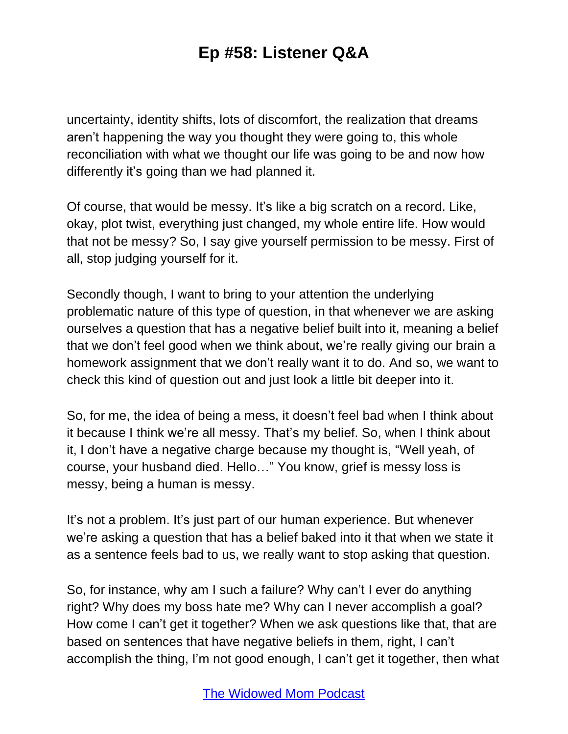uncertainty, identity shifts, lots of discomfort, the realization that dreams aren't happening the way you thought they were going to, this whole reconciliation with what we thought our life was going to be and now how differently it's going than we had planned it.

Of course, that would be messy. It's like a big scratch on a record. Like, okay, plot twist, everything just changed, my whole entire life. How would that not be messy? So, I say give yourself permission to be messy. First of all, stop judging yourself for it.

Secondly though, I want to bring to your attention the underlying problematic nature of this type of question, in that whenever we are asking ourselves a question that has a negative belief built into it, meaning a belief that we don't feel good when we think about, we're really giving our brain a homework assignment that we don't really want it to do. And so, we want to check this kind of question out and just look a little bit deeper into it.

So, for me, the idea of being a mess, it doesn't feel bad when I think about it because I think we're all messy. That's my belief. So, when I think about it, I don't have a negative charge because my thought is, "Well yeah, of course, your husband died. Hello…" You know, grief is messy loss is messy, being a human is messy.

It's not a problem. It's just part of our human experience. But whenever we're asking a question that has a belief baked into it that when we state it as a sentence feels bad to us, we really want to stop asking that question.

So, for instance, why am I such a failure? Why can't I ever do anything right? Why does my boss hate me? Why can I never accomplish a goal? How come I can't get it together? When we ask questions like that, that are based on sentences that have negative beliefs in them, right, I can't accomplish the thing, I'm not good enough, I can't get it together, then what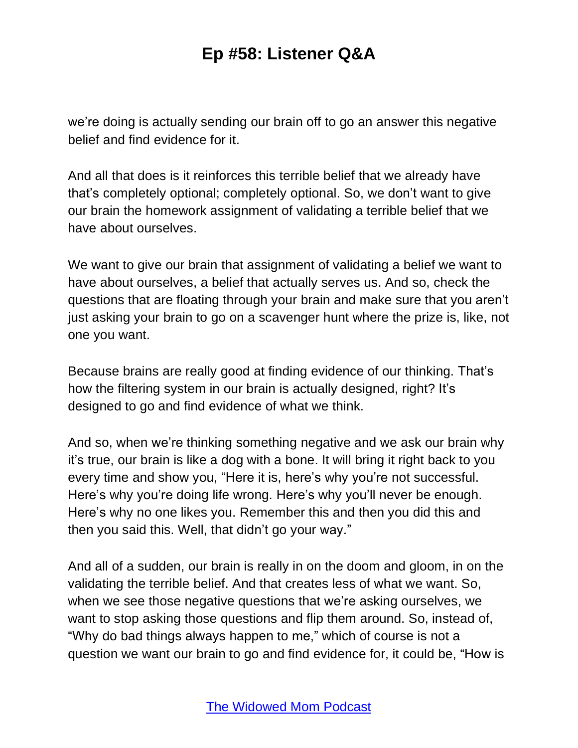we're doing is actually sending our brain off to go an answer this negative belief and find evidence for it.

And all that does is it reinforces this terrible belief that we already have that's completely optional; completely optional. So, we don't want to give our brain the homework assignment of validating a terrible belief that we have about ourselves.

We want to give our brain that assignment of validating a belief we want to have about ourselves, a belief that actually serves us. And so, check the questions that are floating through your brain and make sure that you aren't just asking your brain to go on a scavenger hunt where the prize is, like, not one you want.

Because brains are really good at finding evidence of our thinking. That's how the filtering system in our brain is actually designed, right? It's designed to go and find evidence of what we think.

And so, when we're thinking something negative and we ask our brain why it's true, our brain is like a dog with a bone. It will bring it right back to you every time and show you, "Here it is, here's why you're not successful. Here's why you're doing life wrong. Here's why you'll never be enough. Here's why no one likes you. Remember this and then you did this and then you said this. Well, that didn't go your way."

And all of a sudden, our brain is really in on the doom and gloom, in on the validating the terrible belief. And that creates less of what we want. So, when we see those negative questions that we're asking ourselves, we want to stop asking those questions and flip them around. So, instead of, "Why do bad things always happen to me," which of course is not a question we want our brain to go and find evidence for, it could be, "How is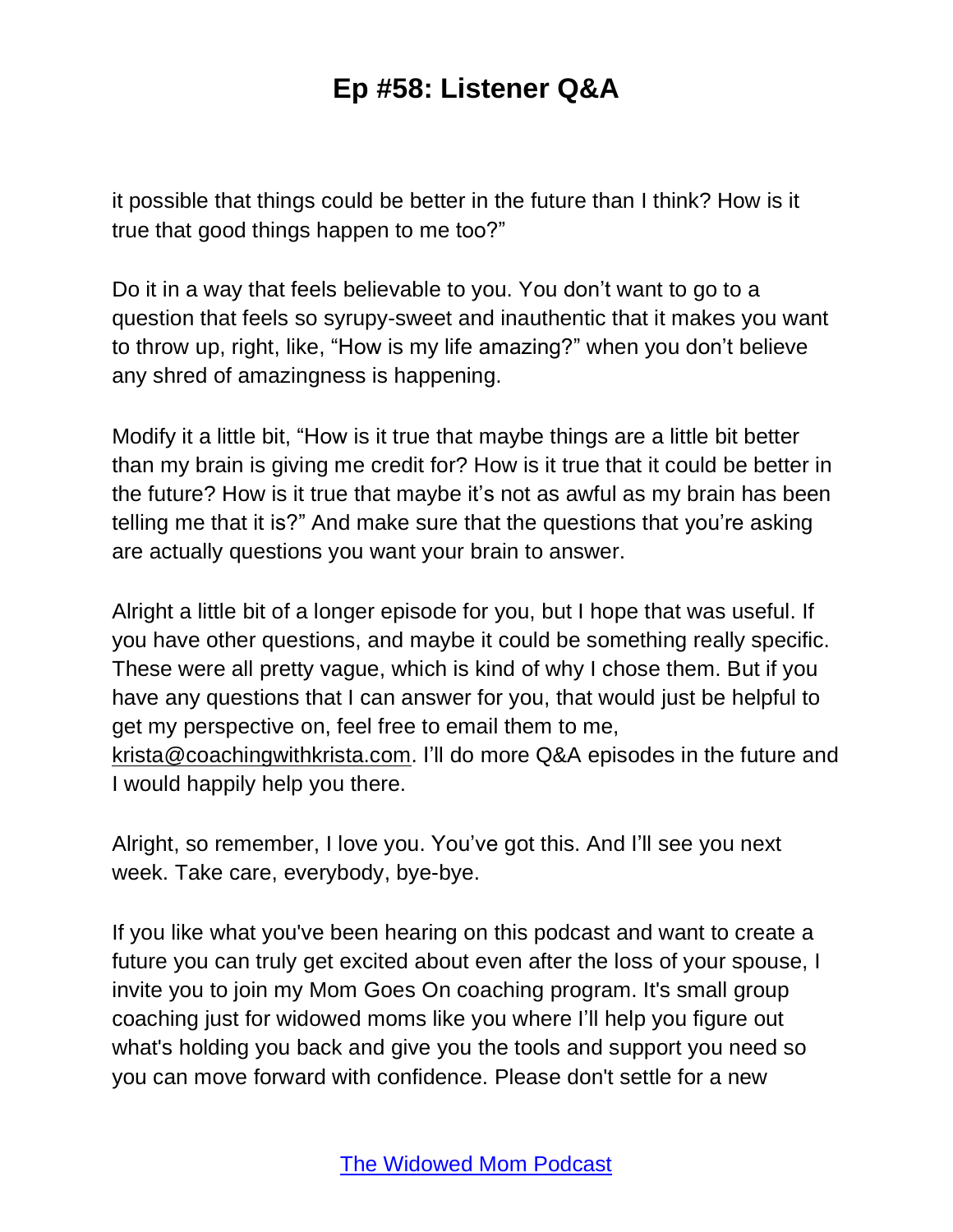it possible that things could be better in the future than I think? How is it true that good things happen to me too?"

Do it in a way that feels believable to you. You don't want to go to a question that feels so syrupy-sweet and inauthentic that it makes you want to throw up, right, like, "How is my life amazing?" when you don't believe any shred of amazingness is happening.

Modify it a little bit, "How is it true that maybe things are a little bit better than my brain is giving me credit for? How is it true that it could be better in the future? How is it true that maybe it's not as awful as my brain has been telling me that it is?" And make sure that the questions that you're asking are actually questions you want your brain to answer.

Alright a little bit of a longer episode for you, but I hope that was useful. If you have other questions, and maybe it could be something really specific. These were all pretty vague, which is kind of why I chose them. But if you have any questions that I can answer for you, that would just be helpful to get my perspective on, feel free to email them to me, krista@coachingwithkrista.com. I'll do more Q&A episodes in the future and I would happily help you there.

Alright, so remember, I love you. You've got this. And I'll see you next week. Take care, everybody, bye-bye.

If you like what you've been hearing on this podcast and want to create a future you can truly get excited about even after the loss of your spouse, I invite you to join my Mom Goes On coaching program. It's small group coaching just for widowed moms like you where I'll help you figure out what's holding you back and give you the tools and support you need so you can move forward with confidence. Please don't settle for a new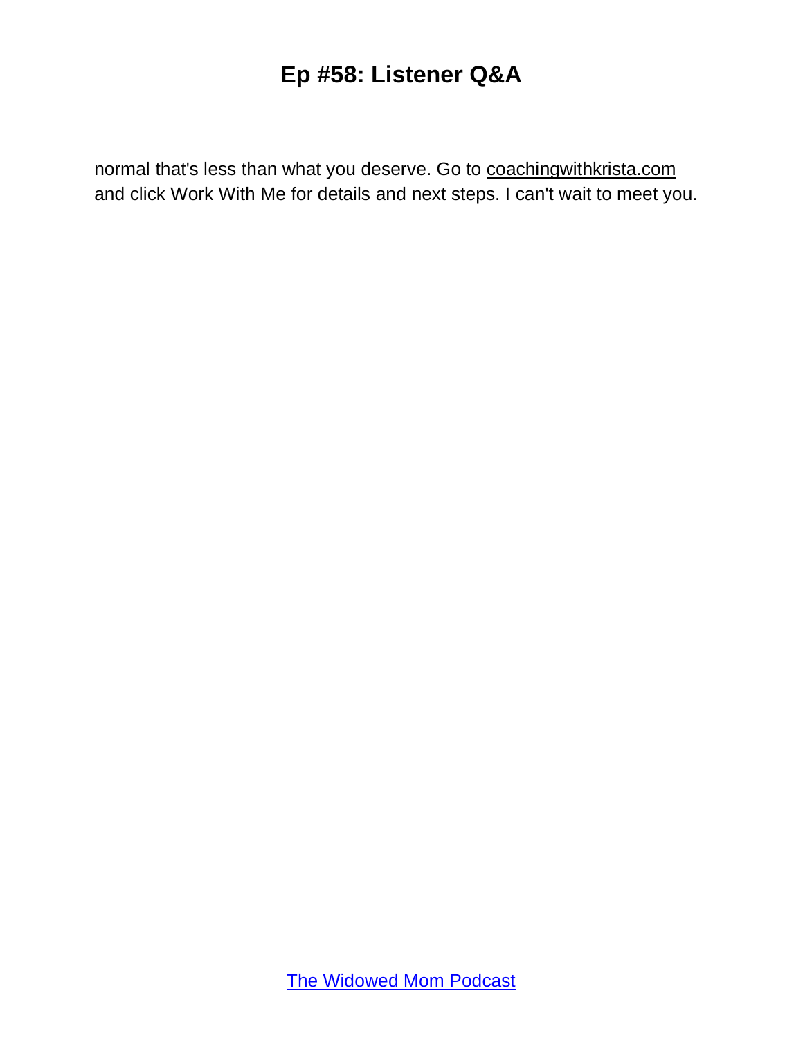normal that's less than what you deserve. Go to coachingwithkrista.com and click Work With Me for details and next steps. I can't wait to meet you.